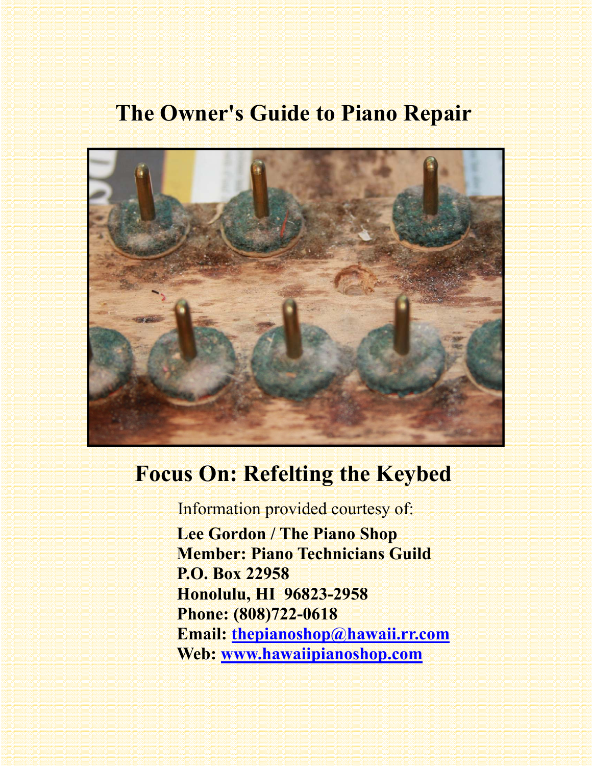# The Owner's Guide to Piano Repair

## Focus On: Refelting the Keybed

Information provided courtesy of:

**Lee Gordon / The Piano Shop**
**Member: Piano Technicians Guild**
**P.O. Box 22958**
**Honolulu, HI 96823-2958**
**Phone: (808)722-0618**
**Email: thepianoshop@hawaii.rr.com**
**Web: www.hawaiipianoshop.com**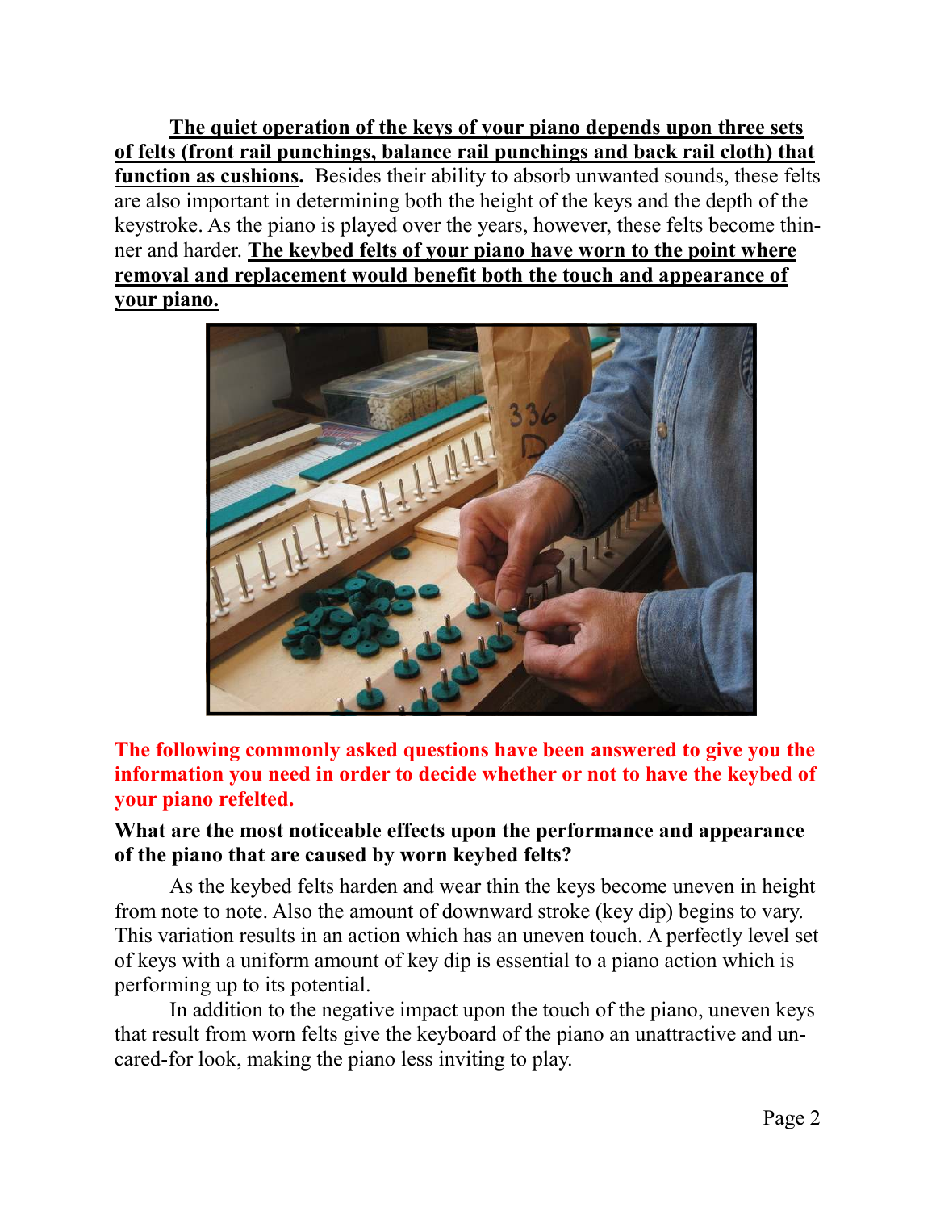**<u>The quiet operation of the keys of your piano depends upon three sets of felts (front rail punchings, balance rail punchings and back rail cloth) that function as cushions.</u>** Besides their ability to absorb unwanted sounds, these felts are also important in determining both the height of the keys and the depth of the keystroke. As the piano is played over the years, however, these felts become thinner and harder. **<u>The keybed felts of your piano have worn to the point where removal and replacement would benefit both the touch and appearance of your piano.</u>**

**The following commonly asked questions have been answered to give you the information you need in order to decide whether or not to have the keybed of your piano refelted.**

**What are the most noticeable effects upon the performance and appearance of the piano that are caused by worn keybed felts?**

As the keybed felts harden and wear thin the keys become uneven in height from note to note. Also the amount of downward stroke (key dip) begins to vary. This variation results in an action which has an uneven touch. A perfectly level set of keys with a uniform amount of key dip is essential to a piano action which is performing up to its potential.

In addition to the negative impact upon the touch of the piano, uneven keys that result from worn felts give the keyboard of the piano an unattractive and uncared-for look, making the piano less inviting to play.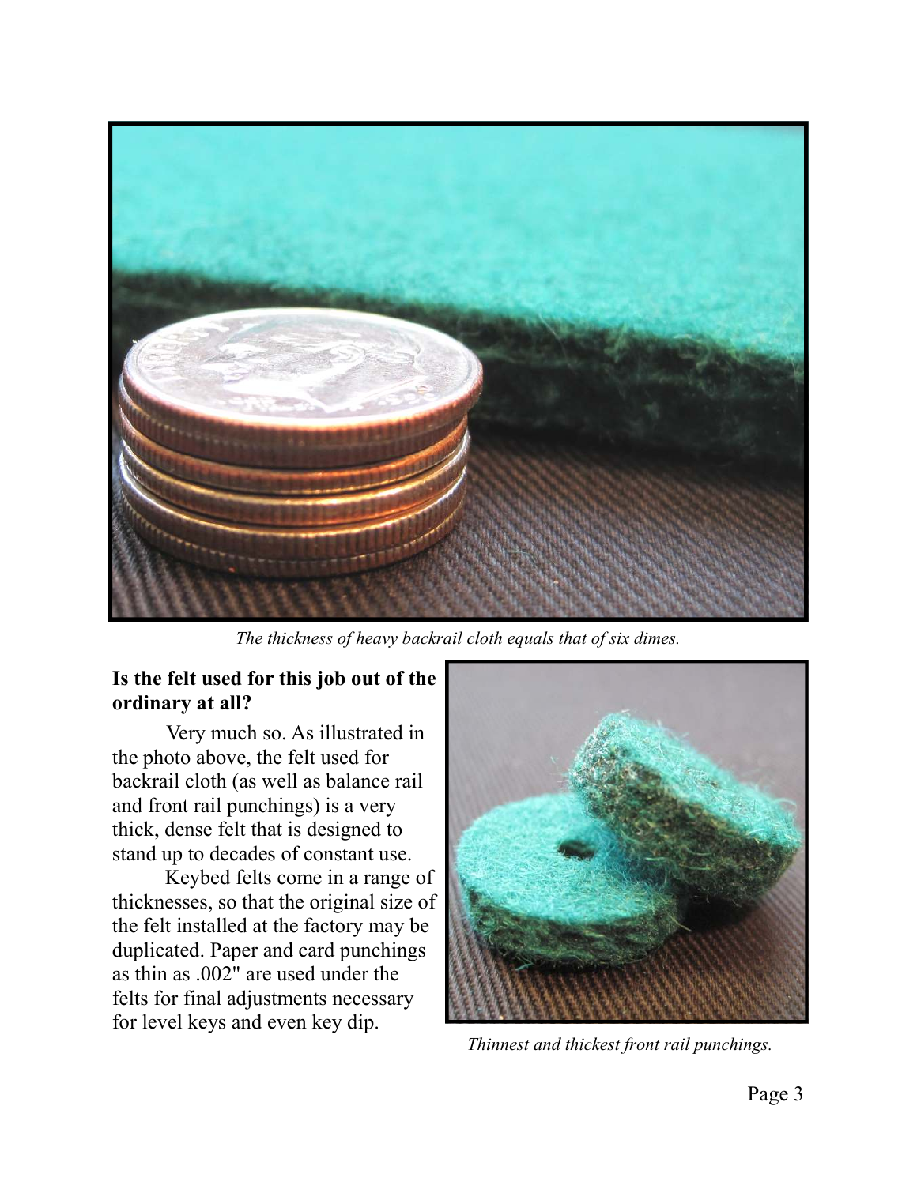*The thickness of heavy backrail cloth equals that of six dimes.*

**Is the felt used for this job out of the ordinary at all?**

Very much so. As illustrated in the photo above, the felt used for backrail cloth (as well as balance rail and front rail punchings) is a very thick, dense felt that is designed to stand up to decades of constant use.

Keybed felts come in a range of thicknesses, so that the original size of the felt installed at the factory may be duplicated. Paper and card punchings as thin as .002" are used under the felts for final adjustments necessary for level keys and even key dip.

*Thinnest and thickest front rail punchings.*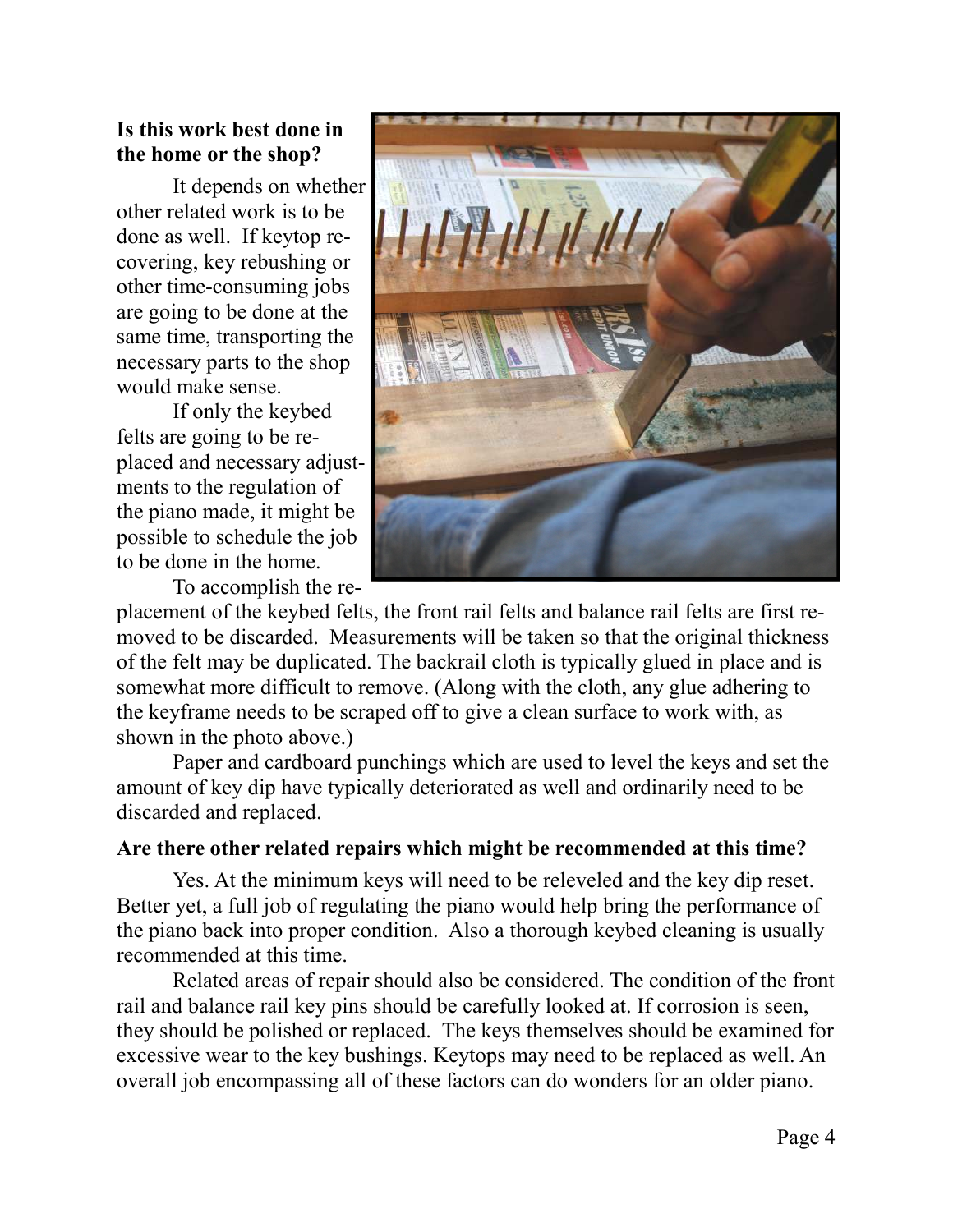**Is this work best done in the home or the shop?**

It depends on whether other related work is to be done as well. If keytop recovering, key rebushing or other time-consuming jobs are going to be done at the same time, transporting the necessary parts to the shop would make sense.

If only the keybed felts are going to be replaced and necessary adjustments to the regulation of the piano made, it might be possible to schedule the job to be done in the home.

To accomplish the replacement of the keybed felts, the front rail felts and balance rail felts are first removed to be discarded. Measurements will be taken so that the original thickness of the felt may be duplicated. The backrail cloth is typically glued in place and is somewhat more difficult to remove. (Along with the cloth, any glue adhering to the keyframe needs to be scraped off to give a clean surface to work with, as shown in the photo above.)

Paper and cardboard punchings which are used to level the keys and set the amount of key dip have typically deteriorated as well and ordinarily need to be discarded and replaced.

**Are there other related repairs which might be recommended at this time?**

Yes. At the minimum keys will need to be releveled and the key dip reset. Better yet, a full job of regulating the piano would help bring the performance of the piano back into proper condition. Also a thorough keybed cleaning is usually recommended at this time.

Related areas of repair should also be considered. The condition of the front rail and balance rail key pins should be carefully looked at. If corrosion is seen, they should be polished or replaced. The keys themselves should be examined for excessive wear to the key bushings. Keytops may need to be replaced as well. An overall job encompassing all of these factors can do wonders for an older piano.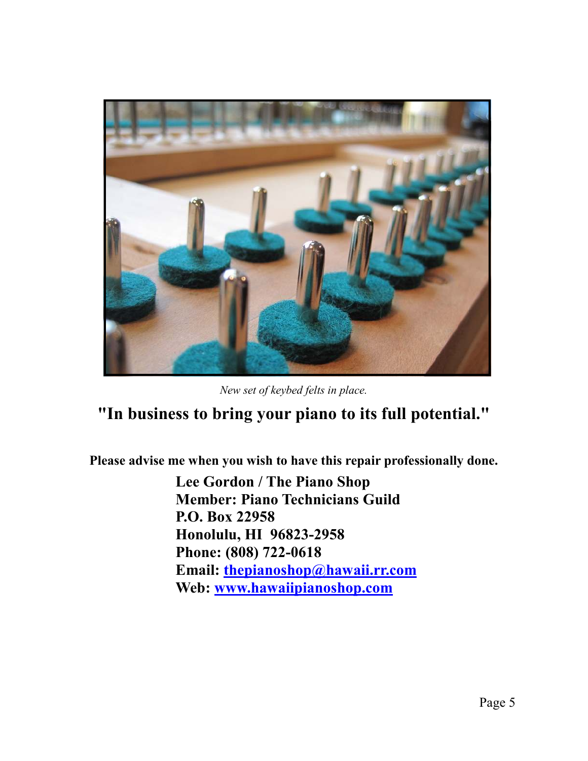*New set of keybed felts in place.*

## "In business to bring your piano to its full potential."

**Please advise me when you wish to have this repair professionally done.**

**Lee Gordon / The Piano Shop**
**Member: Piano Technicians Guild**
**P.O. Box 22958**
**Honolulu, HI 96823-2958**
**Phone: (808) 722-0618**
**Email: thepianoshop@hawaii.rr.com**
**Web: www.hawaiipianoshop.com**